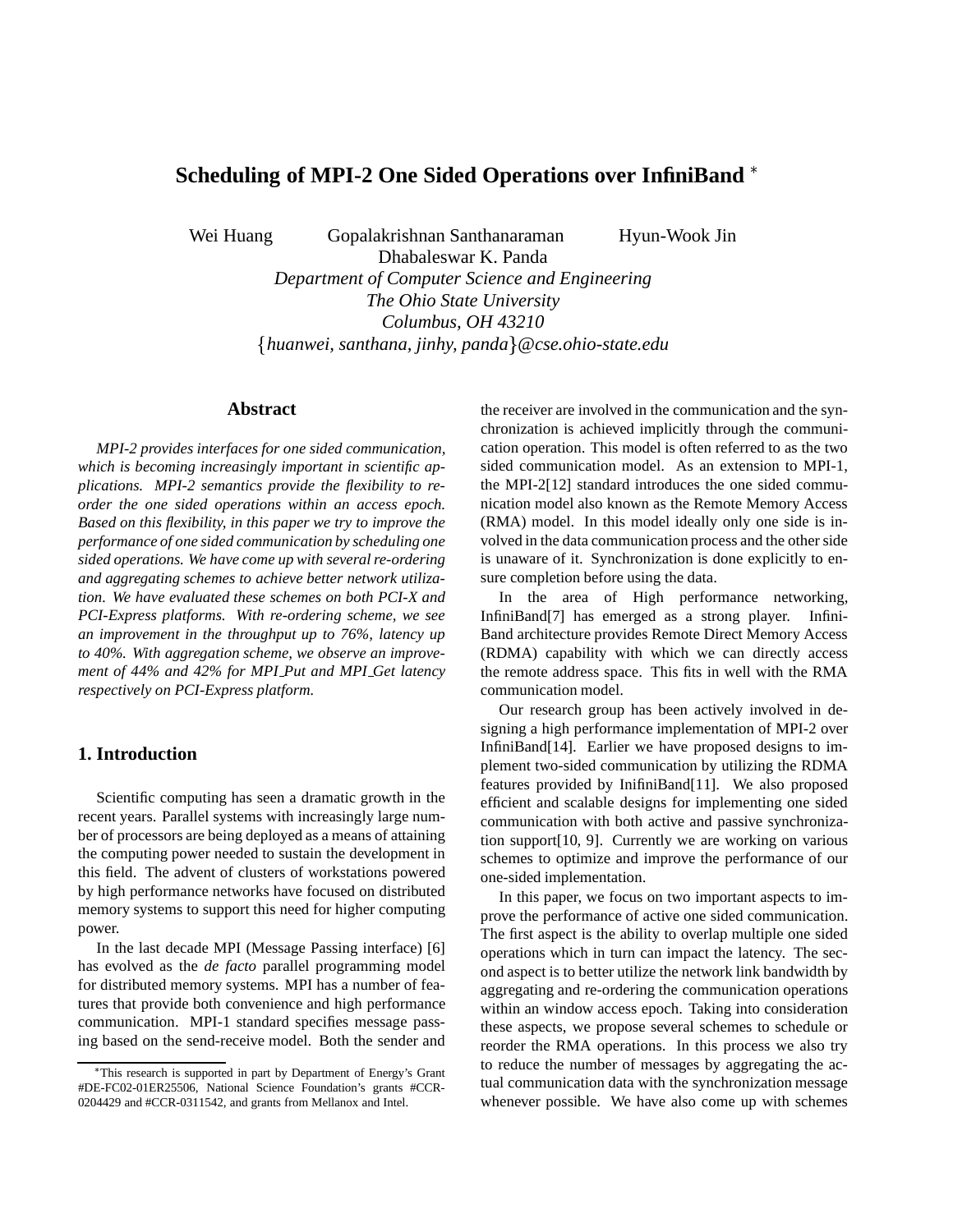# Scheduling of MPI-2 One Sided Operations over InfiniBand *

Wei Huang  Gopalakrishnan Santhanaraman  Hyun-Wook Jin
Dhabaleswar K. Panda
*Department of Computer Science and Engineering*
*The Ohio State University*
*Columbus, OH 43210*
{*huanwei, santhana, jinhy, panda*}*@cse.ohio-state.edu*

## Abstract

*MPI-2 provides interfaces for one sided communication, which is becoming increasingly important in scientific applications. MPI-2 semantics provide the flexibility to re-order the one sided operations within an access epoch. Based on this flexibility, in this paper we try to improve the performance of one sided communication by scheduling one sided operations. We have come up with several re-ordering and aggregating schemes to achieve better network utilization. We have evaluated these schemes on both PCI-X and PCI-Express platforms. With re-ordering scheme, we see an improvement in the throughput up to 76%, latency up to 40%. With aggregation scheme, we observe an improvement of 44% and 42% for MPI_Put and MPI_Get latency respectively on PCI-Express platform.*

## 1. Introduction

Scientific computing has seen a dramatic growth in the recent years. Parallel systems with increasingly large number of processors are being deployed as a means of attaining the computing power needed to sustain the development in this field. The advent of clusters of workstations powered by high performance networks have focused on distributed memory systems to support this need for higher computing power.

In the last decade MPI (Message Passing interface) [6] has evolved as the *de facto* parallel programming model for distributed memory systems. MPI has a number of features that provide both convenience and high performance communication. MPI-1 standard specifies message passing based on the send-receive model. Both the sender and the receiver are involved in the communication and the synchronization is achieved implicitly through the communication operation. This model is often referred to as the two sided communication model. As an extension to MPI-1, the MPI-2[12] standard introduces the one sided communication model also known as the Remote Memory Access (RMA) model. In this model ideally only one side is involved in the data communication process and the other side is unaware of it. Synchronization is done explicitly to ensure completion before using the data.

In the area of High performance networking, InfiniBand[7] has emerged as a strong player. InfiniBand architecture provides Remote Direct Memory Access (RDMA) capability with which we can directly access the remote address space. This fits in well with the RMA communication model.

Our research group has been actively involved in designing a high performance implementation of MPI-2 over InfiniBand[14]. Earlier we have proposed designs to implement two-sided communication by utilizing the RDMA features provided by InifiniBand[11]. We also proposed efficient and scalable designs for implementing one sided communication with both active and passive synchronization support[10, 9]. Currently we are working on various schemes to optimize and improve the performance of our one-sided implementation.

In this paper, we focus on two important aspects to improve the performance of active one sided communication. The first aspect is the ability to overlap multiple one sided operations which in turn can impact the latency. The second aspect is to better utilize the network link bandwidth by aggregating and re-ordering the communication operations within an window access epoch. Taking into consideration these aspects, we propose several schemes to schedule or reorder the RMA operations. In this process we also try to reduce the number of messages by aggregating the actual communication data with the synchronization message whenever possible. We have also come up with schemes

*This research is supported in part by Department of Energy's Grant #DE-FC02-01ER25506, National Science Foundation's grants #CCR-0204429 and #CCR-0311542, and grants from Mellanox and Intel.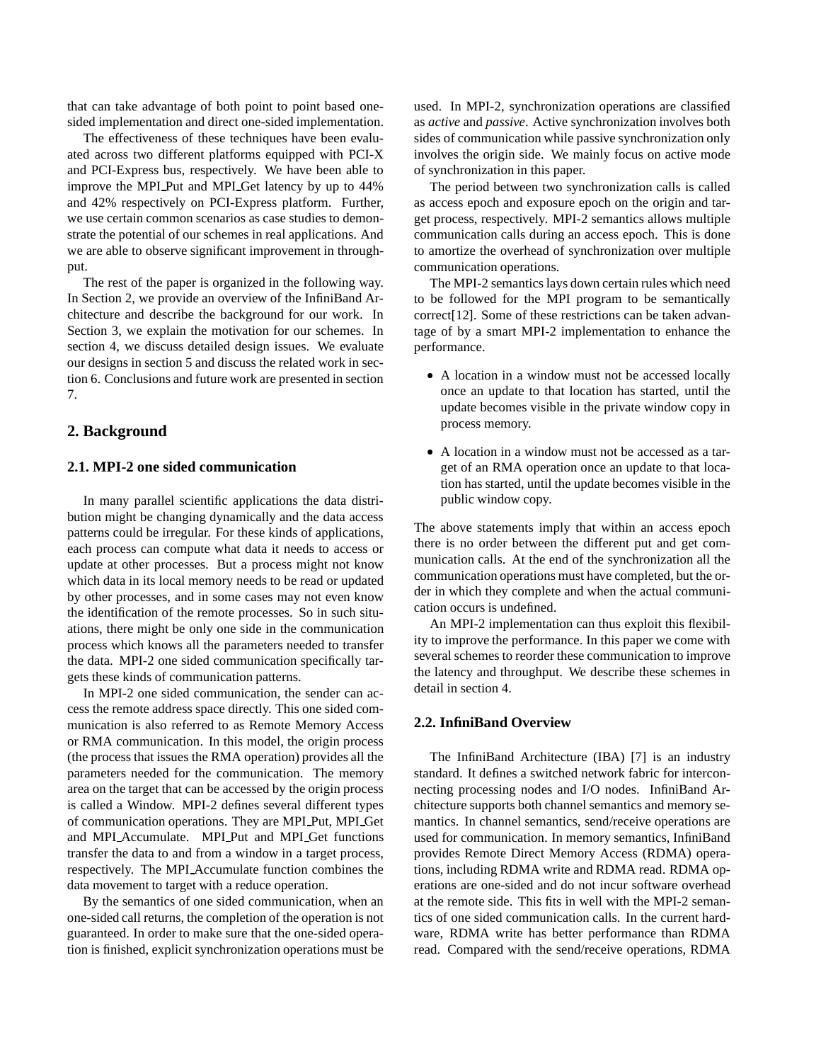that can take advantage of both point to point based one-sided implementation and direct one-sided implementation.

The effectiveness of these techniques have been evaluated across two different platforms equipped with PCI-X and PCI-Express bus, respectively. We have been able to improve the MPI_Put and MPI_Get latency by up to 44% and 42% respectively on PCI-Express platform. Further, we use certain common scenarios as case studies to demonstrate the potential of our schemes in real applications. And we are able to observe significant improvement in throughput.

The rest of the paper is organized in the following way. In Section 2, we provide an overview of the InfiniBand Architecture and describe the background for our work. In Section 3, we explain the motivation for our schemes. In section 4, we discuss detailed design issues. We evaluate our designs in section 5 and discuss the related work in section 6. Conclusions and future work are presented in section 7.

## 2. Background

### 2.1. MPI-2 one sided communication

In many parallel scientific applications the data distribution might be changing dynamically and the data access patterns could be irregular. For these kinds of applications, each process can compute what data it needs to access or update at other processes. But a process might not know which data in its local memory needs to be read or updated by other processes, and in some cases may not even know the identification of the remote processes. So in such situations, there might be only one side in the communication process which knows all the parameters needed to transfer the data. MPI-2 one sided communication specifically targets these kinds of communication patterns.

In MPI-2 one sided communication, the sender can access the remote address space directly. This one sided communication is also referred to as Remote Memory Access or RMA communication. In this model, the origin process (the process that issues the RMA operation) provides all the parameters needed for the communication. The memory area on the target that can be accessed by the origin process is called a Window. MPI-2 defines several different types of communication operations. They are MPI_Put, MPI_Get and MPI_Accumulate. MPI_Put and MPI_Get functions transfer the data to and from a window in a target process, respectively. The MPI_Accumulate function combines the data movement to target with a reduce operation.

By the semantics of one sided communication, when an one-sided call returns, the completion of the operation is not guaranteed. In order to make sure that the one-sided operation is finished, explicit synchronization operations must be used. In MPI-2, synchronization operations are classified as *active* and *passive*. Active synchronization involves both sides of communication while passive synchronization only involves the origin side. We mainly focus on active mode of synchronization in this paper.

The period between two synchronization calls is called as access epoch and exposure epoch on the origin and target process, respectively. MPI-2 semantics allows multiple communication calls during an access epoch. This is done to amortize the overhead of synchronization over multiple communication operations.

The MPI-2 semantics lays down certain rules which need to be followed for the MPI program to be semantically correct[12]. Some of these restrictions can be taken advantage of by a smart MPI-2 implementation to enhance the performance.

- A location in a window must not be accessed locally once an update to that location has started, until the update becomes visible in the private window copy in process memory.
- A location in a window must not be accessed as a target of an RMA operation once an update to that location has started, until the update becomes visible in the public window copy.

The above statements imply that within an access epoch there is no order between the different put and get communication calls. At the end of the synchronization all the communication operations must have completed, but the order in which they complete and when the actual communication occurs is undefined.

An MPI-2 implementation can thus exploit this flexibility to improve the performance. In this paper we come with several schemes to reorder these communication to improve the latency and throughput. We describe these schemes in detail in section 4.

### 2.2. InfiniBand Overview

The InfiniBand Architecture (IBA) [7] is an industry standard. It defines a switched network fabric for interconnecting processing nodes and I/O nodes. InfiniBand Architecture supports both channel semantics and memory semantics. In channel semantics, send/receive operations are used for communication. In memory semantics, InfiniBand provides Remote Direct Memory Access (RDMA) operations, including RDMA write and RDMA read. RDMA operations are one-sided and do not incur software overhead at the remote side. This fits in well with the MPI-2 semantics of one sided communication calls. In the current hardware, RDMA write has better performance than RDMA read. Compared with the send/receive operations, RDMA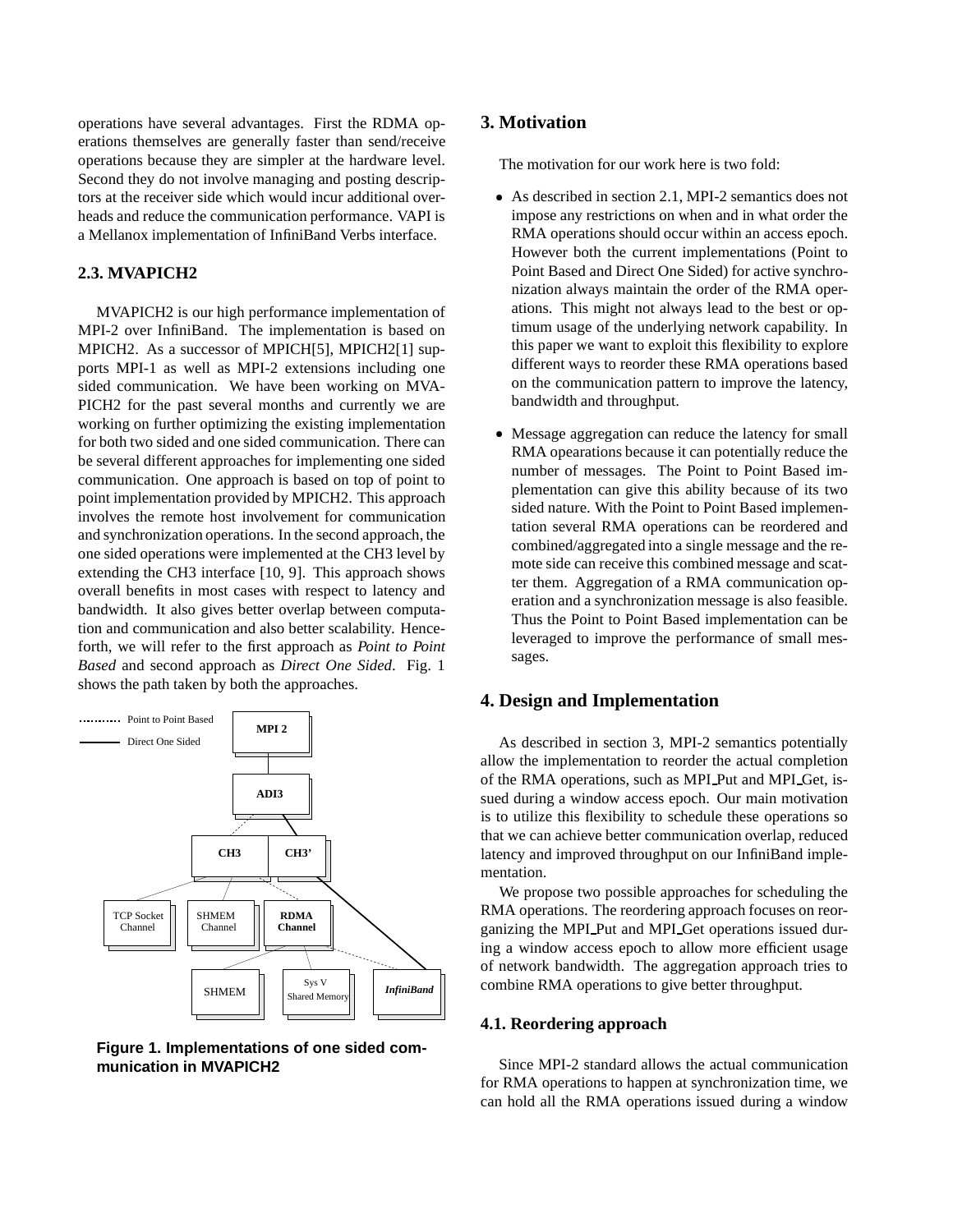operations have several advantages. First the RDMA operations themselves are generally faster than send/receive operations because they are simpler at the hardware level. Second they do not involve managing and posting descriptors at the receiver side which would incur additional overheads and reduce the communication performance. VAPI is a Mellanox implementation of InfiniBand Verbs interface.

### 2.3. MVAPICH2

MVAPICH2 is our high performance implementation of MPI-2 over InfiniBand. The implementation is based on MPICH2. As a successor of MPICH[5], MPICH2[1] supports MPI-1 as well as MPI-2 extensions including one sided communication. We have been working on MVAPICH2 for the past several months and currently we are working on further optimizing the existing implementation for both two sided and one sided communication. There can be several different approaches for implementing one sided communication. One approach is based on top of point to point implementation provided by MPICH2. This approach involves the remote host involvement for communication and synchronization operations. In the second approach, the one sided operations were implemented at the CH3 level by extending the CH3 interface [10, 9]. This approach shows overall benefits in most cases with respect to latency and bandwidth. It also gives better overlap between computation and communication and also better scalability. Henceforth, we will refer to the first approach as *Point to Point Based* and second approach as *Direct One Sided*. Fig. 1 shows the path taken by both the approaches.

**Figure 1. Implementations of one sided communication in MVAPICH2**

## 3. Motivation

The motivation for our work here is two fold:

- As described in section 2.1, MPI-2 semantics does not impose any restrictions on when and in what order the RMA operations should occur within an access epoch. However both the current implementations (Point to Point Based and Direct One Sided) for active synchronization always maintain the order of the RMA operations. This might not always lead to the best or optimum usage of the underlying network capability. In this paper we want to exploit this flexibility to explore different ways to reorder these RMA operations based on the communication pattern to improve the latency, bandwidth and throughput.
- Message aggregation can reduce the latency for small RMA opearations because it can potentially reduce the number of messages. The Point to Point Based implementation can give this ability because of its two sided nature. With the Point to Point Based implementation several RMA operations can be reordered and combined/aggregated into a single message and the remote side can receive this combined message and scatter them. Aggregation of a RMA communication operation and a synchronization message is also feasible. Thus the Point to Point Based implementation can be leveraged to improve the performance of small messages.

## 4. Design and Implementation

As described in section 3, MPI-2 semantics potentially allow the implementation to reorder the actual completion of the RMA operations, such as MPI_Put and MPI_Get, issued during a window access epoch. Our main motivation is to utilize this flexibility to schedule these operations so that we can achieve better communication overlap, reduced latency and improved throughput on our InfiniBand implementation.

We propose two possible approaches for scheduling the RMA operations. The reordering approach focuses on reorganizing the MPI_Put and MPI_Get operations issued during a window access epoch to allow more efficient usage of network bandwidth. The aggregation approach tries to combine RMA operations to give better throughput.

### 4.1. Reordering approach

Since MPI-2 standard allows the actual communication for RMA operations to happen at synchronization time, we can hold all the RMA operations issued during a window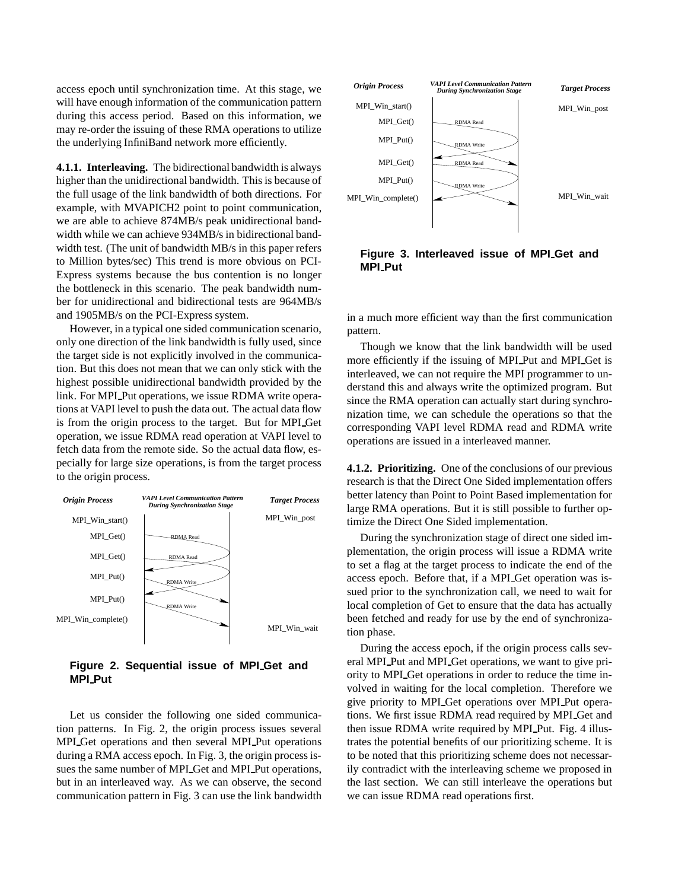access epoch until synchronization time. At this stage, we will have enough information of the communication pattern during this access period. Based on this information, we may re-order the issuing of these RMA operations to utilize the underlying InfiniBand network more efficiently.

**4.1.1. Interleaving.** The bidirectional bandwidth is always higher than the unidirectional bandwidth. This is because of the full usage of the link bandwidth of both directions. For example, with MVAPICH2 point to point communication, we are able to achieve 874MB/s peak unidirectional bandwidth while we can achieve 934MB/s in bidirectional bandwidth test. (The unit of bandwidth MB/s in this paper refers to Million bytes/sec) This trend is more obvious on PCI-Express systems because the bus contention is no longer the bottleneck in this scenario. The peak bandwidth number for unidirectional and bidirectional tests are 964MB/s and 1905MB/s on the PCI-Express system.

However, in a typical one sided communication scenario, only one direction of the link bandwidth is fully used, since the target side is not explicitly involved in the communication. But this does not mean that we can only stick with the highest possible unidirectional bandwidth provided by the link. For MPI_Put operations, we issue RDMA write operations at VAPI level to push the data out. The actual data flow is from the origin process to the target. But for MPI_Get operation, we issue RDMA read operation at VAPI level to fetch data from the remote side. So the actual data flow, especially for large size operations, is from the target process to the origin process.

**Figure 2. Sequential issue of MPI_Get and MPI_Put**

Let us consider the following one sided communication patterns. In Fig. 2, the origin process issues several MPI_Get operations and then several MPI_Put operations during a RMA access epoch. In Fig. 3, the origin process issues the same number of MPI_Get and MPI_Put operations, but in an interleaved way. As we can observe, the second communication pattern in Fig. 3 can use the link bandwidth in a much more efficient way than the first communication pattern.

**Figure 3. Interleaved issue of MPI_Get and MPI_Put**

Though we know that the link bandwidth will be used more efficiently if the issuing of MPI_Put and MPI_Get is interleaved, we can not require the MPI programmer to understand this and always write the optimized program. But since the RMA operation can actually start during synchronization time, we can schedule the operations so that the corresponding VAPI level RDMA read and RDMA write operations are issued in a interleaved manner.

**4.1.2. Prioritizing.** One of the conclusions of our previous research is that the Direct One Sided implementation offers better latency than Point to Point Based implementation for large RMA operations. But it is still possible to further optimize the Direct One Sided implementation.

During the synchronization stage of direct one sided implementation, the origin process will issue a RDMA write to set a flag at the target process to indicate the end of the access epoch. Before that, if a MPI_Get operation was issued prior to the synchronization call, we need to wait for local completion of Get to ensure that the data has actually been fetched and ready for use by the end of synchronization phase.

During the access epoch, if the origin process calls several MPI_Put and MPI_Get operations, we want to give priority to MPI_Get operations in order to reduce the time involved in waiting for the local completion. Therefore we give priority to MPI_Get operations over MPI_Put operations. We first issue RDMA read required by MPI_Get and then issue RDMA write required by MPI_Put. Fig. 4 illustrates the potential benefits of our prioritizing scheme. It is to be noted that this prioritizing scheme does not necessarily contradict with the interleaving scheme we proposed in the last section. We can still interleave the operations but we can issue RDMA read operations first.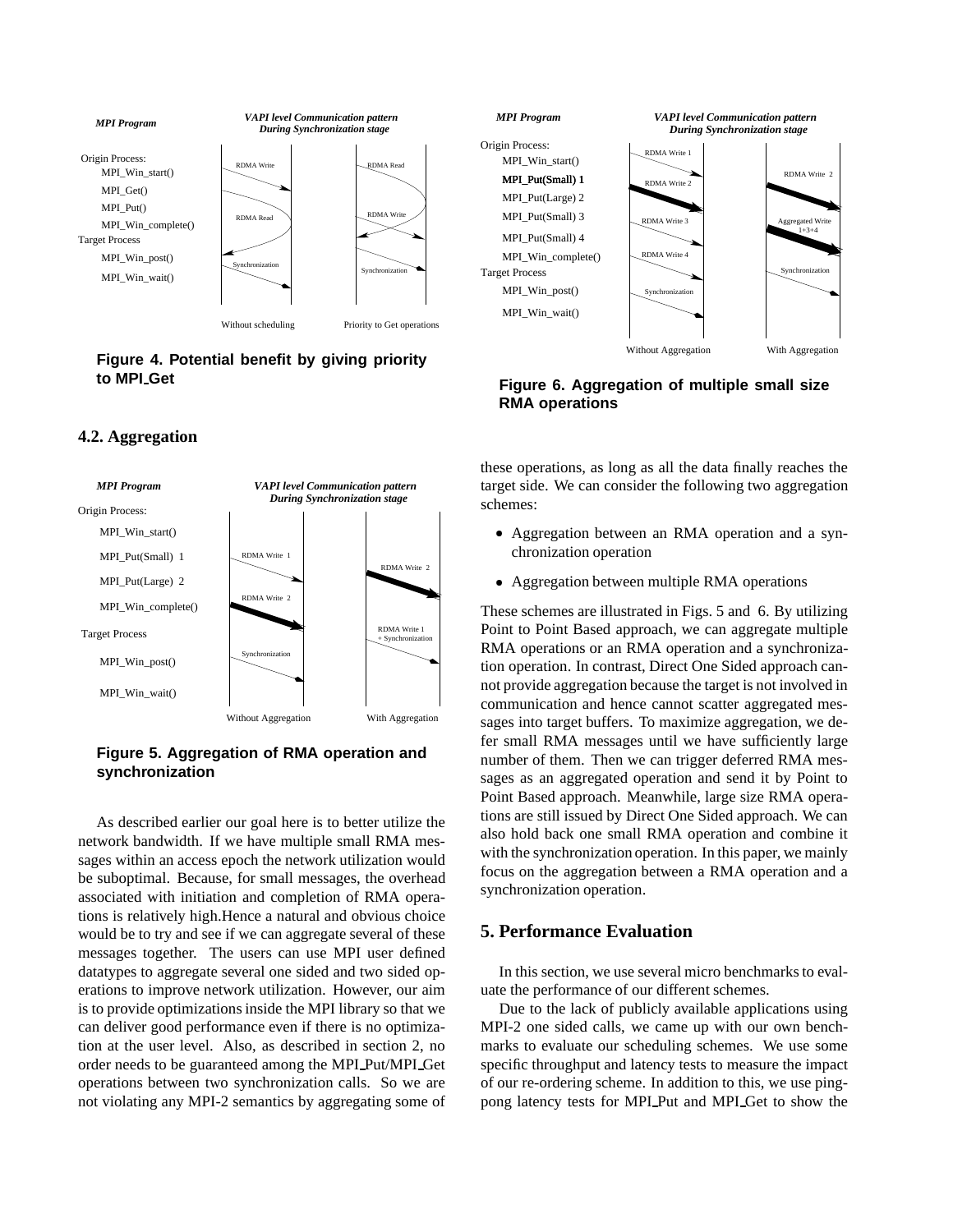Figure 4. Potential benefit by giving priority to MPI_Get

### 4.2. Aggregation

Figure 5. Aggregation of RMA operation and synchronization

As described earlier our goal here is to better utilize the network bandwidth. If we have multiple small RMA messages within an access epoch the network utilization would be suboptimal. Because, for small messages, the overhead associated with initiation and completion of RMA operations is relatively high.Hence a natural and obvious choice would be to try and see if we can aggregate several of these messages together. The users can use MPI user defined datatypes to aggregate several one sided and two sided operations to improve network utilization. However, our aim is to provide optimizations inside the MPI library so that we can deliver good performance even if there is no optimization at the user level. Also, as described in section 2, no order needs to be guaranteed among the MPI_Put/MPI_Get operations between two synchronization calls. So we are not violating any MPI-2 semantics by aggregating some of these operations, as long as all the data finally reaches the target side. We can consider the following two aggregation schemes:

- Aggregation between an RMA operation and a synchronization operation
- Aggregation between multiple RMA operations

These schemes are illustrated in Figs. 5 and 6. By utilizing Point to Point Based approach, we can aggregate multiple RMA operations or an RMA operation and a synchronization operation. In contrast, Direct One Sided approach cannot provide aggregation because the target is not involved in communication and hence cannot scatter aggregated messages into target buffers. To maximize aggregation, we defer small RMA messages until we have sufficiently large number of them. Then we can trigger deferred RMA messages as an aggregated operation and send it by Point to Point Based approach. Meanwhile, large size RMA operations are still issued by Direct One Sided approach. We can also hold back one small RMA operation and combine it with the synchronization operation. In this paper, we mainly focus on the aggregation between a RMA operation and a synchronization operation.

Figure 6. Aggregation of multiple small size RMA operations

## 5. Performance Evaluation

In this section, we use several micro benchmarks to evaluate the performance of our different schemes.

Due to the lack of publicly available applications using MPI-2 one sided calls, we came up with our own benchmarks to evaluate our scheduling schemes. We use some specific throughput and latency tests to measure the impact of our re-ordering scheme. In addition to this, we use ping-pong latency tests for MPI_Put and MPI_Get to show the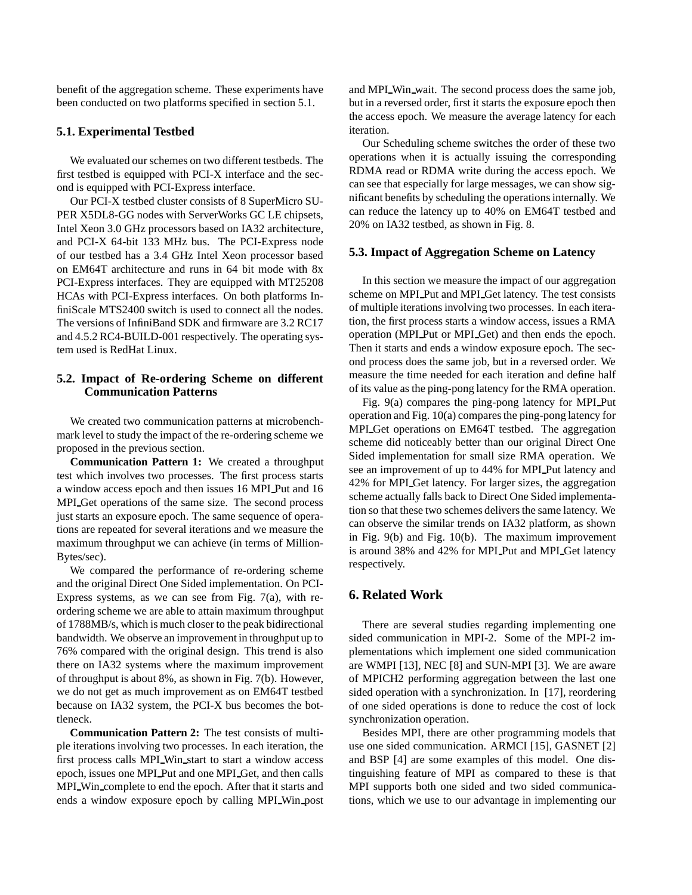benefit of the aggregation scheme. These experiments have been conducted on two platforms specified in section 5.1.

### 5.1. Experimental Testbed

We evaluated our schemes on two different testbeds. The first testbed is equipped with PCI-X interface and the second is equipped with PCI-Express interface.

Our PCI-X testbed cluster consists of 8 SuperMicro SUPER X5DL8-GG nodes with ServerWorks GC LE chipsets, Intel Xeon 3.0 GHz processors based on IA32 architecture, and PCI-X 64-bit 133 MHz bus. The PCI-Express node of our testbed has a 3.4 GHz Intel Xeon processor based on EM64T architecture and runs in 64 bit mode with 8x PCI-Express interfaces. They are equipped with MT25208 HCAs with PCI-Express interfaces. On both platforms InfiniScale MTS2400 switch is used to connect all the nodes. The versions of InfiniBand SDK and firmware are 3.2 RC17 and 4.5.2 RC4-BUILD-001 respectively. The operating system used is RedHat Linux.

### 5.2. Impact of Re-ordering Scheme on different Communication Patterns

We created two communication patterns at microbenchmark level to study the impact of the re-ordering scheme we proposed in the previous section.

**Communication Pattern 1:** We created a throughput test which involves two processes. The first process starts a window access epoch and then issues 16 MPI_Put and 16 MPI_Get operations of the same size. The second process just starts an exposure epoch. The same sequence of operations are repeated for several iterations and we measure the maximum throughput we can achieve (in terms of MillionBytes/sec).

We compared the performance of re-ordering scheme and the original Direct One Sided implementation. On PCI-Express systems, as we can see from Fig. 7(a), with re-ordering scheme we are able to attain maximum throughput of 1788MB/s, which is much closer to the peak bidirectional bandwidth. We observe an improvement in throughput up to 76% compared with the original design. This trend is also there on IA32 systems where the maximum improvement of throughput is about 8%, as shown in Fig. 7(b). However, we do not get as much improvement as on EM64T testbed because on IA32 system, the PCI-X bus becomes the bottleneck.

**Communication Pattern 2:** The test consists of multiple iterations involving two processes. In each iteration, the first process calls MPI_Win_start to start a window access epoch, issues one MPI_Put and one MPI_Get, and then calls MPI_Win_complete to end the epoch. After that it starts and ends a window exposure epoch by calling MPI_Win_post and MPI_Win_wait. The second process does the same job, but in a reversed order, first it starts the exposure epoch then the access epoch. We measure the average latency for each iteration.

Our Scheduling scheme switches the order of these two operations when it is actually issuing the corresponding RDMA read or RDMA write during the access epoch. We can see that especially for large messages, we can show significant benefits by scheduling the operations internally. We can reduce the latency up to 40% on EM64T testbed and 20% on IA32 testbed, as shown in Fig. 8.

### 5.3. Impact of Aggregation Scheme on Latency

In this section we measure the impact of our aggregation scheme on MPI_Put and MPI_Get latency. The test consists of multiple iterations involving two processes. In each iteration, the first process starts a window access, issues a RMA operation (MPI_Put or MPI_Get) and then ends the epoch. Then it starts and ends a window exposure epoch. The second process does the same job, but in a reversed order. We measure the time needed for each iteration and define half of its value as the ping-pong latency for the RMA operation.

Fig. 9(a) compares the ping-pong latency for MPI_Put operation and Fig. 10(a) compares the ping-pong latency for MPI_Get operations on EM64T testbed. The aggregation scheme did noticeably better than our original Direct One Sided implementation for small size RMA operation. We see an improvement of up to 44% for MPI_Put latency and 42% for MPI_Get latency. For larger sizes, the aggregation scheme actually falls back to Direct One Sided implementation so that these two schemes delivers the same latency. We can observe the similar trends on IA32 platform, as shown in Fig. 9(b) and Fig. 10(b). The maximum improvement is around 38% and 42% for MPI_Put and MPI_Get latency respectively.

## 6. Related Work

There are several studies regarding implementing one sided communication in MPI-2. Some of the MPI-2 implementations which implement one sided communication are WMPI [13], NEC [8] and SUN-MPI [3]. We are aware of MPICH2 performing aggregation between the last one sided operation with a synchronization. In [17], reordering of one sided operations is done to reduce the cost of lock synchronization operation.

Besides MPI, there are other programming models that use one sided communication. ARMCI [15], GASNET [2] and BSP [4] are some examples of this model. One distinguishing feature of MPI as compared to these is that MPI supports both one sided and two sided communications, which we use to our advantage in implementing our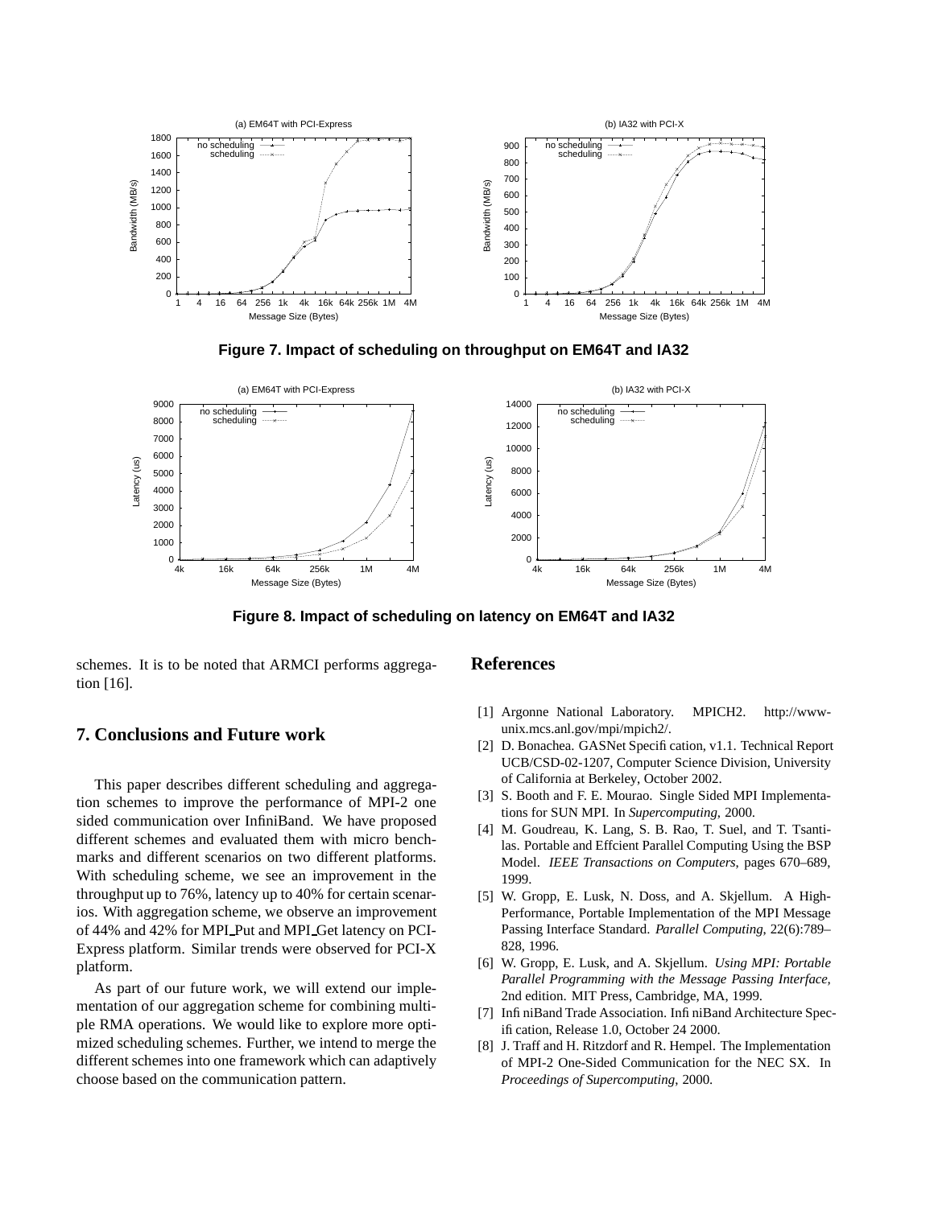Figure 7. Impact of scheduling on throughput on EM64T and IA32

Figure 8. Impact of scheduling on latency on EM64T and IA32

schemes. It is to be noted that ARMCI performs aggregation [16].

## 7. Conclusions and Future work

This paper describes different scheduling and aggregation schemes to improve the performance of MPI-2 one sided communication over InfiniBand. We have proposed different schemes and evaluated them with micro benchmarks and different scenarios on two different platforms. With scheduling scheme, we see an improvement in the throughput up to 76%, latency up to 40% for certain scenarios. With aggregation scheme, we observe an improvement of 44% and 42% for MPI_Put and MPI_Get latency on PCI-Express platform. Similar trends were observed for PCI-X platform.

As part of our future work, we will extend our implementation of our aggregation scheme for combining multiple RMA operations. We would like to explore more optimized scheduling schemes. Further, we intend to merge the different schemes into one framework which can adaptively choose based on the communication pattern.

## References

[1] Argonne National Laboratory. MPICH2. http://www-unix.mcs.anl.gov/mpi/mpich2/.

[2] D. Bonachea. GASNet Specification, v1.1. Technical Report UCB/CSD-02-1207, Computer Science Division, University of California at Berkeley, October 2002.

[3] S. Booth and F. E. Mourao. Single Sided MPI Implementations for SUN MPI. In *Supercomputing*, 2000.

[4] M. Goudreau, K. Lang, S. B. Rao, T. Suel, and T. Tsantilas. Portable and Effcient Parallel Computing Using the BSP Model. *IEEE Transactions on Computers*, pages 670–689, 1999.

[5] W. Gropp, E. Lusk, N. Doss, and A. Skjellum. A High-Performance, Portable Implementation of the MPI Message Passing Interface Standard. *Parallel Computing*, 22(6):789–828, 1996.

[6] W. Gropp, E. Lusk, and A. Skjellum. *Using MPI: Portable Parallel Programming with the Message Passing Interface*, 2nd edition. MIT Press, Cambridge, MA, 1999.

[7] InfiniBand Trade Association. InfiniBand Architecture Specification, Release 1.0, October 24 2000.

[8] J. Traff and H. Ritzdorf and R. Hempel. The Implementation of MPI-2 One-Sided Communication for the NEC SX. In *Proceedings of Supercomputing*, 2000.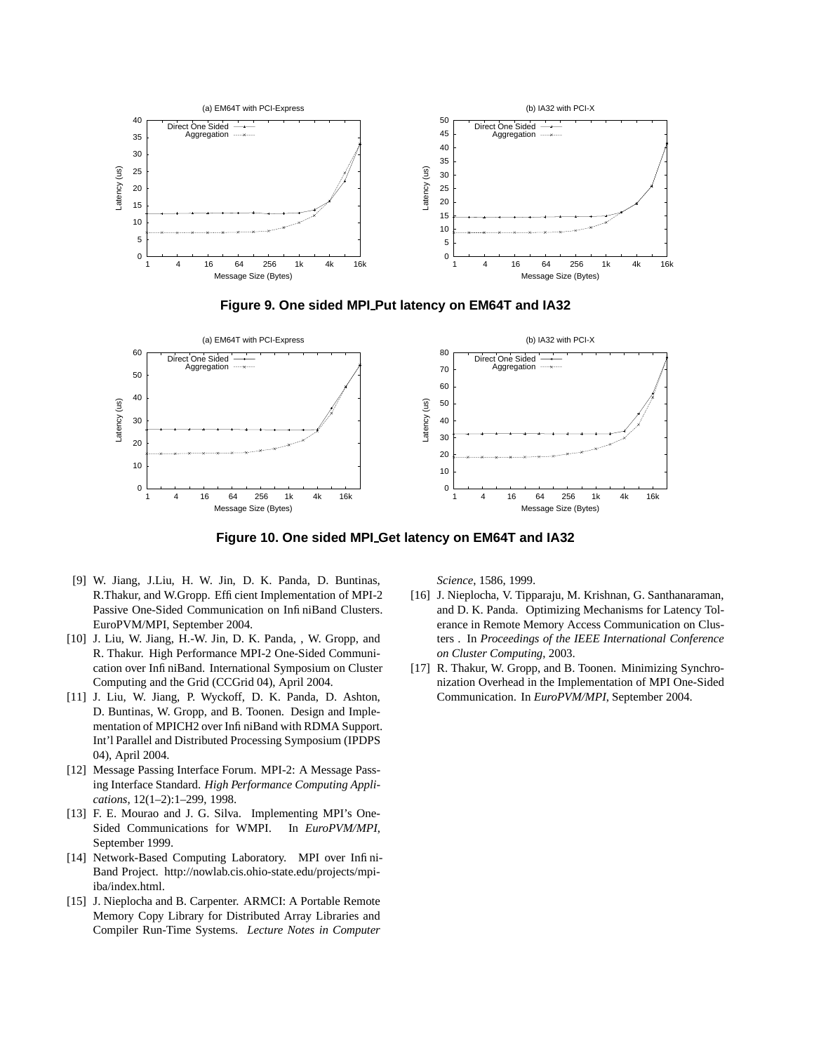(a) EM64T with PCI-Express

Direct One Sided
Aggregation

Latency (us)

0 5 10 15 20 25 30 35 40

1 4 16 64 256 1k 4k 16k

Message Size (Bytes)

(b) IA32 with PCI-X

Direct One Sided
Aggregation

Latency (us)

0 5 10 15 20 25 30 35 40 45 50

1 4 16 64 256 1k 4k 16k

Message Size (Bytes)

**Figure 9. One sided MPI_Put latency on EM64T and IA32**

(a) EM64T with PCI-Express

Direct One Sided
Aggregation

Latency (us)

0 10 20 30 40 50 60

1 4 16 64 256 1k 4k 16k

Message Size (Bytes)

(b) IA32 with PCI-X

Direct One Sided
Aggregation

Latency (us)

0 10 20 30 40 50 60 70 80

1 4 16 64 256 1k 4k 16k

Message Size (Bytes)

**Figure 10. One sided MPI_Get latency on EM64T and IA32**

[9] W. Jiang, J.Liu, H. W. Jin, D. K. Panda, D. Buntinas, R.Thakur, and W.Gropp. Efficient Implementation of MPI-2 Passive One-Sided Communication on InfiniBand Clusters. EuroPVM/MPI, September 2004.

[10] J. Liu, W. Jiang, H.-W. Jin, D. K. Panda, , W. Gropp, and R. Thakur. High Performance MPI-2 One-Sided Communication over InfiniBand. International Symposium on Cluster Computing and the Grid (CCGrid 04), April 2004.

[11] J. Liu, W. Jiang, P. Wyckoff, D. K. Panda, D. Ashton, D. Buntinas, W. Gropp, and B. Toonen. Design and Implementation of MPICH2 over InfiniBand with RDMA Support. Int'l Parallel and Distributed Processing Symposium (IPDPS 04), April 2004.

[12] Message Passing Interface Forum. MPI-2: A Message Passing Interface Standard. *High Performance Computing Applications*, 12(1–2):1–299, 1998.

[13] F. E. Mourao and J. G. Silva. Implementing MPI's One-Sided Communications for WMPI. In *EuroPVM/MPI*, September 1999.

[14] Network-Based Computing Laboratory. MPI over InfiniBand Project. http://nowlab.cis.ohio-state.edu/projects/mpi-iba/index.html.

[15] J. Nieplocha and B. Carpenter. ARMCI: A Portable Remote Memory Copy Library for Distributed Array Libraries and Compiler Run-Time Systems. *Lecture Notes in Computer Science*, 1586, 1999.

[16] J. Nieplocha, V. Tipparaju, M. Krishnan, G. Santhanaraman, and D. K. Panda. Optimizing Mechanisms for Latency Tolerance in Remote Memory Access Communication on Clusters . In *Proceedings of the IEEE International Conference on Cluster Computing*, 2003.

[17] R. Thakur, W. Gropp, and B. Toonen. Minimizing Synchronization Overhead in the Implementation of MPI One-Sided Communication. In *EuroPVM/MPI*, September 2004.